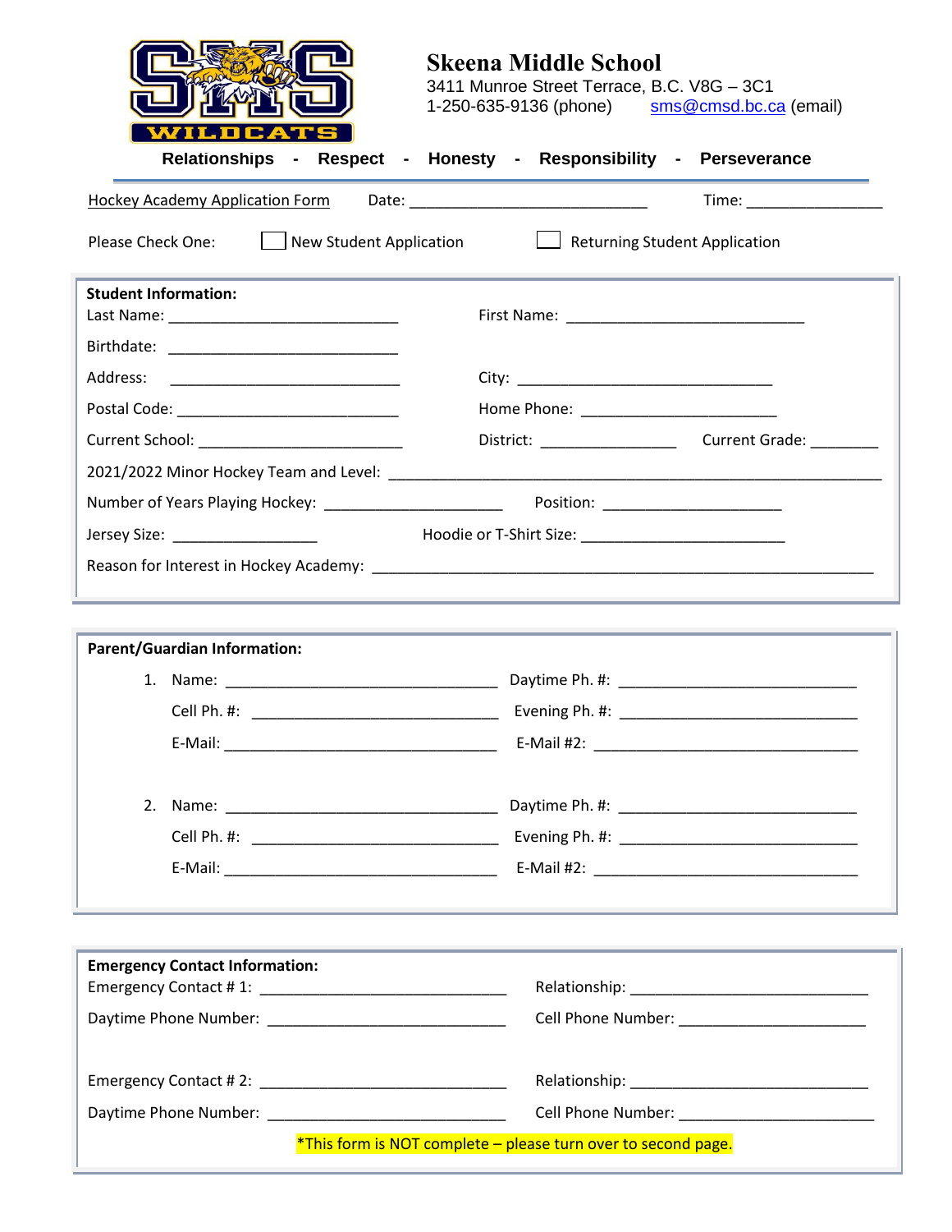# Skeena Middle School

3411 Munroe Street Terrace, B.C. V8G – 3C1
1-250-635-9136 (phone) sms@cmsd.bc.ca (email)

**Relationships - Respect - Honesty - Responsibility - Perseverance**

Hockey Academy Application Form Date: ____________________________ Time: ________________

Please Check One: ☐ New Student Application ☐ Returning Student Application

**Student Information:**

Last Name: ___________________________ First Name: ____________________________

Birthdate: ___________________________

Address: ___________________________ City: ______________________________

Postal Code: _________________________ Home Phone: _______________________

Current School: ________________________ District: ________________ Current Grade: ________

2021/2022 Minor Hockey Team and Level: ____________________________________________________________

Number of Years Playing Hockey: _____________________ Position: _____________________

Jersey Size: _________________ Hoodie or T-Shirt Size: ________________________

Reason for Interest in Hockey Academy: ___________________________________________________________

**Parent/Guardian Information:**

1. Name: ________________________________ Daytime Ph. #: ____________________________
   Cell Ph. #: _____________________________ Evening Ph. #: ____________________________
   E-Mail: ________________________________ E-Mail #2: _______________________________

2. Name: ________________________________ Daytime Ph. #: ____________________________
   Cell Ph. #: _____________________________ Evening Ph. #: ____________________________
   E-Mail: ________________________________ E-Mail #2: _______________________________

**Emergency Contact Information:**

Emergency Contact # 1: _____________________________ Relationship: ____________________________

Daytime Phone Number: ____________________________ Cell Phone Number: ______________________

Emergency Contact # 2: _____________________________ Relationship: ____________________________

Daytime Phone Number: ____________________________ Cell Phone Number: ______________________

*This form is NOT complete – please turn over to second page.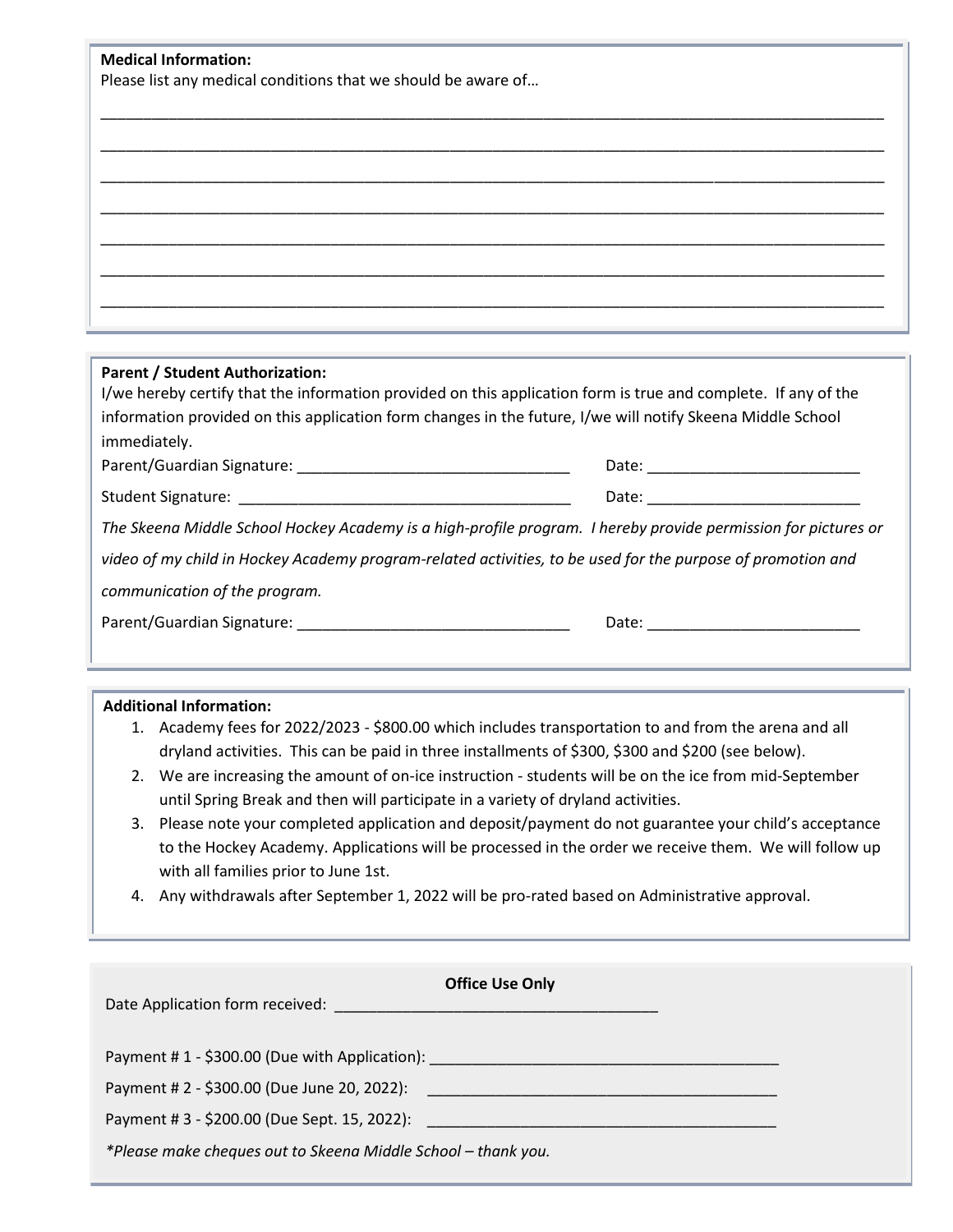**Medical Information:**

Please list any medical conditions that we should be aware of…

___________________________________________________________________________________________

___________________________________________________________________________________________

___________________________________________________________________________________________

___________________________________________________________________________________________

___________________________________________________________________________________________

___________________________________________________________________________________________

___________________________________________________________________________________________

**Parent / Student Authorization:**

I/we hereby certify that the information provided on this application form is true and complete. If any of the information provided on this application form changes in the future, I/we will notify Skeena Middle School immediately.

Parent/Guardian Signature: ________________________________ Date: ________________________

Student Signature: ______________________________________ Date: ________________________

*The Skeena Middle School Hockey Academy is a high-profile program. I hereby provide permission for pictures or video of my child in Hockey Academy program-related activities, to be used for the purpose of promotion and communication of the program.*

Parent/Guardian Signature: ________________________________ Date: ________________________

**Additional Information:**

1. Academy fees for 2022/2023 - $800.00 which includes transportation to and from the arena and all dryland activities. This can be paid in three installments of $300, $300 and $200 (see below).
2. We are increasing the amount of on-ice instruction - students will be on the ice from mid-September until Spring Break and then will participate in a variety of dryland activities.
3. Please note your completed application and deposit/payment do not guarantee your child's acceptance to the Hockey Academy. Applications will be processed in the order we receive them. We will follow up with all families prior to June 1st.
4. Any withdrawals after September 1, 2022 will be pro-rated based on Administrative approval.

**Office Use Only**

Date Application form received: ______________________________________

Payment # 1 - $300.00 (Due with Application): _________________________________________

Payment # 2 - $300.00 (Due June 20, 2022): _________________________________________

Payment # 3 - $200.00 (Due Sept. 15, 2022): _________________________________________

*\*Please make cheques out to Skeena Middle School – thank you.*